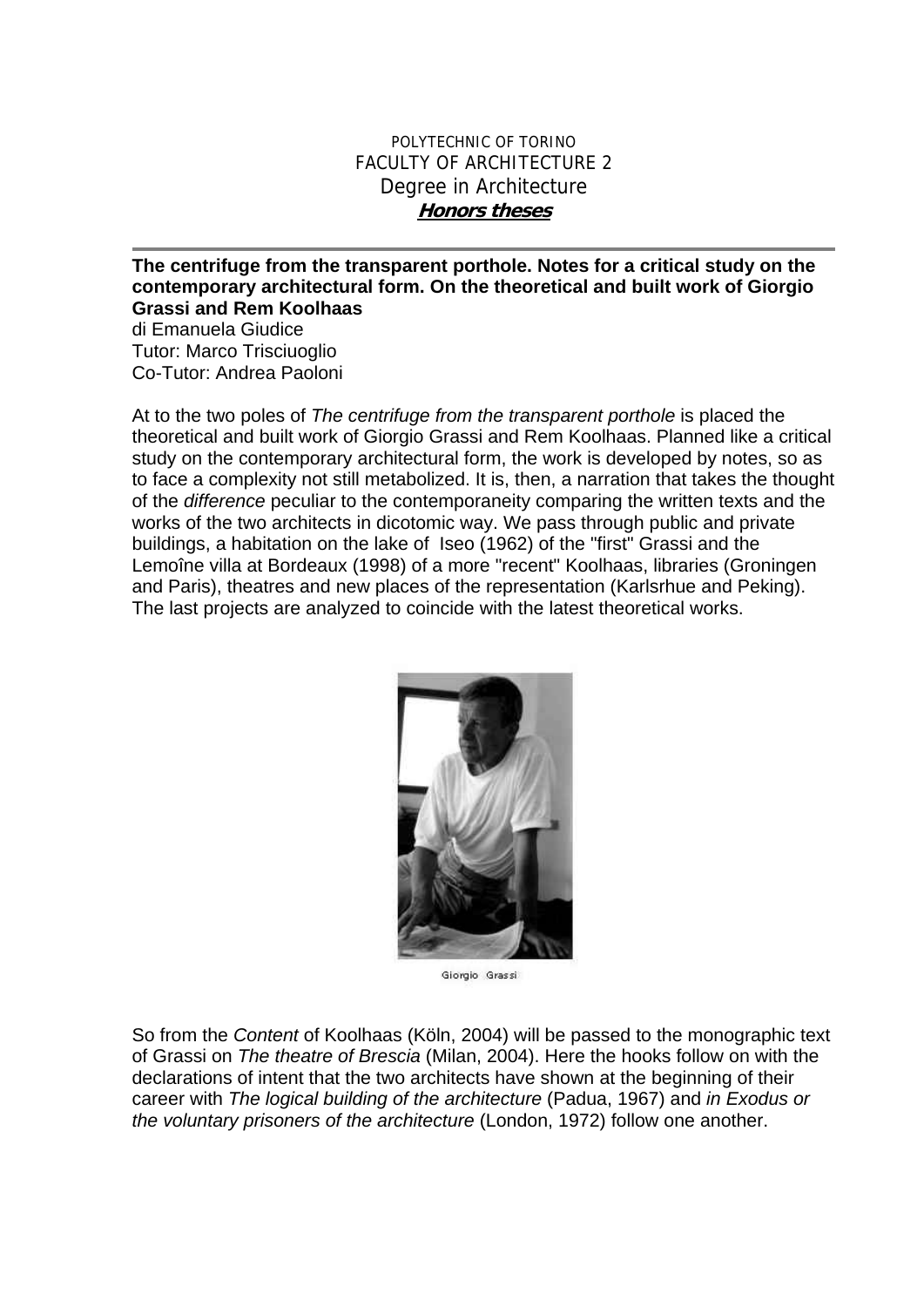POLYTECHNIC OF TORINO
FACULTY OF ARCHITECTURE 2
Degree in Architecture
***Honors theses***

---

**The centrifuge from the transparent porthole. Notes for a critical study on the contemporary architectural form. On the theoretical and built work of Giorgio Grassi and Rem Koolhaas**

di Emanuela Giudice
Tutor: Marco Trisciuoglio
Co-Tutor: Andrea Paoloni

At to the two poles of *The centrifuge from the transparent porthole* is placed the theoretical and built work of Giorgio Grassi and Rem Koolhaas. Planned like a critical study on the contemporary architectural form, the work is developed by notes, so as to face a complexity not still metabolized. It is, then, a narration that takes the thought of the *difference* peculiar to the contemporaneity comparing the written texts and the works of the two architects in dicotomic way. We pass through public and private buildings, a habitation on the lake of Iseo (1962) of the "first" Grassi and the Lemoîne villa at Bordeaux (1998) of a more "recent" Koolhaas, libraries (Groningen and Paris), theatres and new places of the representation (Karlsrhue and Peking). The last projects are analyzed to coincide with the latest theoretical works.

Giorgio Grassi

So from the *Content* of Koolhaas (Köln, 2004) will be passed to the monographic text of Grassi on *The theatre of Brescia* (Milan, 2004). Here the hooks follow on with the declarations of intent that the two architects have shown at the beginning of their career with *The logical building of the architecture* (Padua, 1967) and *in Exodus or the voluntary prisoners of the architecture* (London, 1972) follow one another.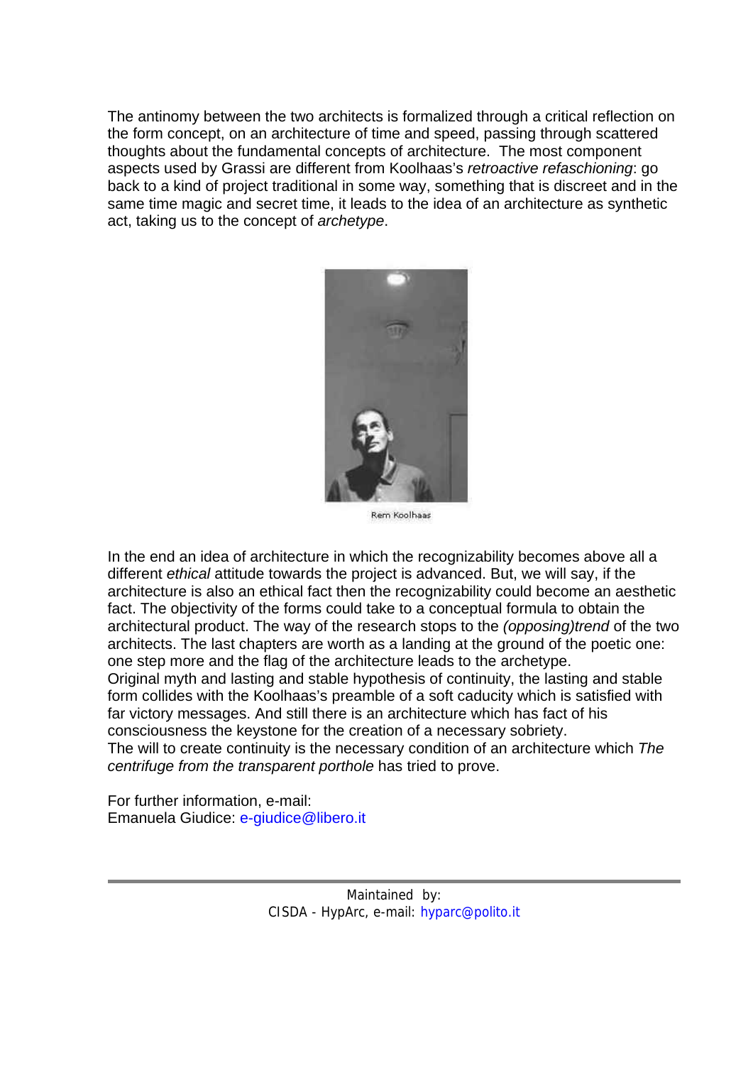The antinomy between the two architects is formalized through a critical reflection on the form concept, on an architecture of time and speed, passing through scattered thoughts about the fundamental concepts of architecture. The most component aspects used by Grassi are different from Koolhaas's *retroactive refaschioning*: go back to a kind of project traditional in some way, something that is discreet and in the same time magic and secret time, it leads to the idea of an architecture as synthetic act, taking us to the concept of *archetype*.

Rem Koolhaas

In the end an idea of architecture in which the recognizability becomes above all a different *ethical* attitude towards the project is advanced. But, we will say, if the architecture is also an ethical fact then the recognizability could become an aesthetic fact. The objectivity of the forms could take to a conceptual formula to obtain the architectural product. The way of the research stops to the *(opposing)trend* of the two architects. The last chapters are worth as a landing at the ground of the poetic one: one step more and the flag of the architecture leads to the archetype.
Original myth and lasting and stable hypothesis of continuity, the lasting and stable form collides with the Koolhaas's preamble of a soft caducity which is satisfied with far victory messages. And still there is an architecture which has fact of his consciousness the keystone for the creation of a necessary sobriety.
The will to create continuity is the necessary condition of an architecture which *The centrifuge from the transparent porthole* has tried to prove.

For further information, e-mail:
Emanuela Giudice: e-giudice@libero.it

Maintained by:
CISDA - HypArc, e-mail: hyparc@polito.it